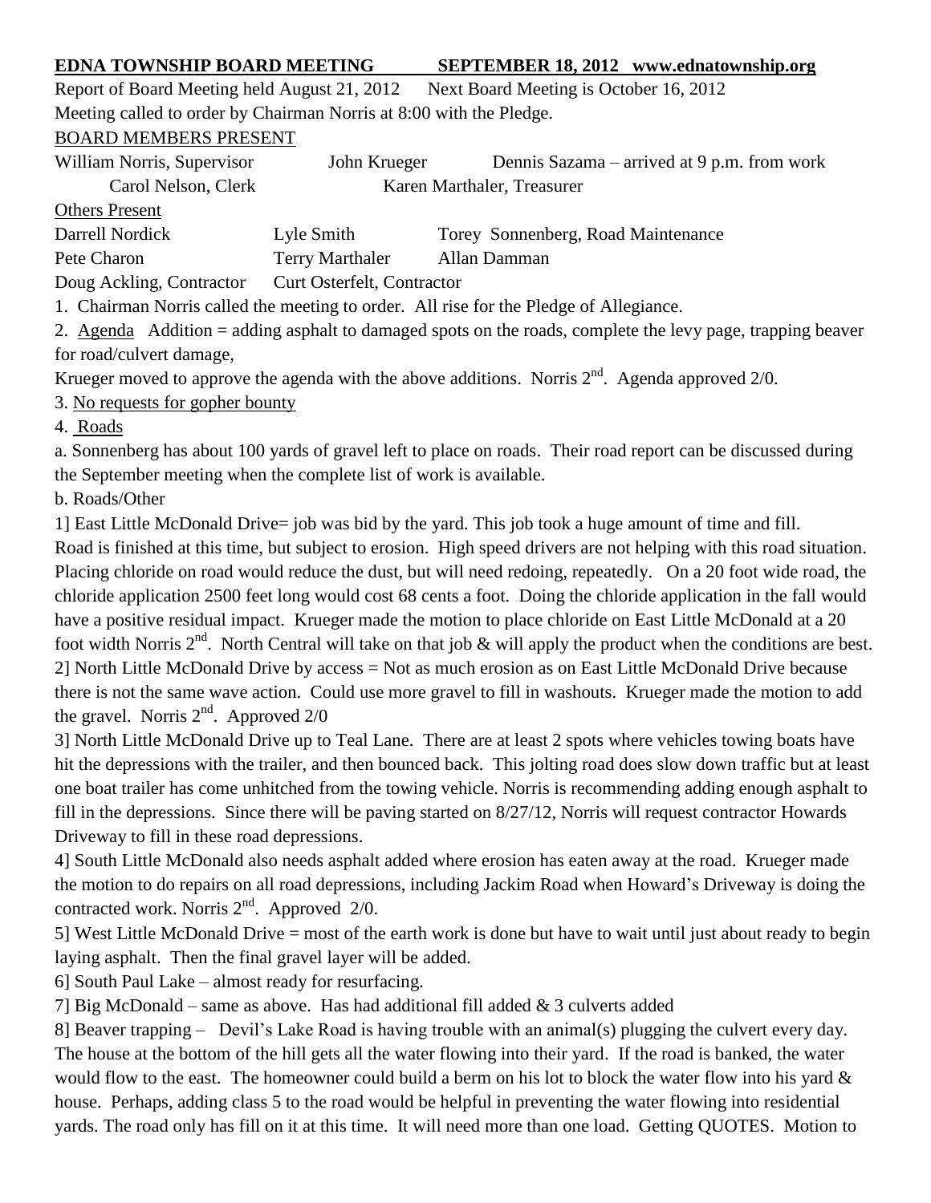**EDNA TOWNSHIP BOARD MEETING SEPTEMBER 18, 2012 www.ednatownship.org**

Report of Board Meeting held August 21, 2012 Next Board Meeting is October 16, 2012

Meeting called to order by Chairman Norris at 8:00 with the Pledge.

BOARD MEMBERS PRESENT

| | | |
|---|---|---|
| William Norris, Supervisor | John Krueger | Dennis Sazama – arrived at 9 p.m. from work |
| Carol Nelson, Clerk | Karen Marthaler, Treasurer | |

Others Present

| | | |
|---|---|---|
| Darrell Nordick | Lyle Smith | Torey Sonnenberg, Road Maintenance |
| Pete Charon | Terry Marthaler | Allan Damman |
| Doug Ackling, Contractor | Curt Osterfelt, Contractor | |

1. Chairman Norris called the meeting to order. All rise for the Pledge of Allegiance.

2. Agenda Addition = adding asphalt to damaged spots on the roads, complete the levy page, trapping beaver for road/culvert damage,

Krueger moved to approve the agenda with the above additions. Norris 2nd. Agenda approved 2/0.

3. No requests for gopher bounty

4. Roads

a. Sonnenberg has about 100 yards of gravel left to place on roads. Their road report can be discussed during the September meeting when the complete list of work is available.

b. Roads/Other

1] East Little McDonald Drive= job was bid by the yard. This job took a huge amount of time and fill. Road is finished at this time, but subject to erosion. High speed drivers are not helping with this road situation. Placing chloride on road would reduce the dust, but will need redoing, repeatedly. On a 20 foot wide road, the chloride application 2500 feet long would cost 68 cents a foot. Doing the chloride application in the fall would have a positive residual impact. Krueger made the motion to place chloride on East Little McDonald at a 20 foot width Norris 2nd. North Central will take on that job & will apply the product when the conditions are best.

2] North Little McDonald Drive by access = Not as much erosion as on East Little McDonald Drive because there is not the same wave action. Could use more gravel to fill in washouts. Krueger made the motion to add the gravel. Norris 2nd. Approved 2/0

3] North Little McDonald Drive up to Teal Lane. There are at least 2 spots where vehicles towing boats have hit the depressions with the trailer, and then bounced back. This jolting road does slow down traffic but at least one boat trailer has come unhitched from the towing vehicle. Norris is recommending adding enough asphalt to fill in the depressions. Since there will be paving started on 8/27/12, Norris will request contractor Howards Driveway to fill in these road depressions.

4] South Little McDonald also needs asphalt added where erosion has eaten away at the road. Krueger made the motion to do repairs on all road depressions, including Jackim Road when Howard's Driveway is doing the contracted work. Norris 2nd. Approved 2/0.

5] West Little McDonald Drive = most of the earth work is done but have to wait until just about ready to begin laying asphalt. Then the final gravel layer will be added.

6] South Paul Lake – almost ready for resurfacing.

7] Big McDonald – same as above. Has had additional fill added & 3 culverts added

8] Beaver trapping – Devil's Lake Road is having trouble with an animal(s) plugging the culvert every day. The house at the bottom of the hill gets all the water flowing into their yard. If the road is banked, the water would flow to the east. The homeowner could build a berm on his lot to block the water flow into his yard & house. Perhaps, adding class 5 to the road would be helpful in preventing the water flowing into residential yards. The road only has fill on it at this time. It will need more than one load. Getting QUOTES. Motion to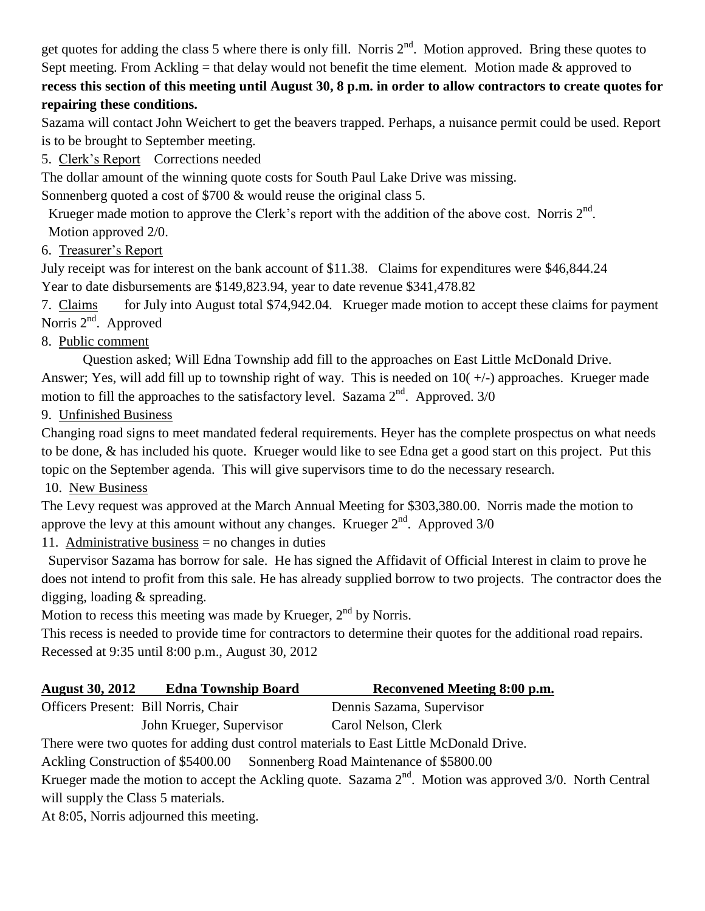get quotes for adding the class 5 where there is only fill. Norris 2nd. Motion approved. Bring these quotes to Sept meeting. From Ackling = that delay would not benefit the time element. Motion made & approved to **recess this section of this meeting until August 30, 8 p.m. in order to allow contractors to create quotes for repairing these conditions.**

Sazama will contact John Weichert to get the beavers trapped. Perhaps, a nuisance permit could be used. Report is to be brought to September meeting.

5. Clerk's Report Corrections needed

The dollar amount of the winning quote costs for South Paul Lake Drive was missing.

Sonnenberg quoted a cost of $700 & would reuse the original class 5.

Krueger made motion to approve the Clerk's report with the addition of the above cost. Norris 2nd. Motion approved 2/0.

6. Treasurer's Report

July receipt was for interest on the bank account of $11.38. Claims for expenditures were $46,844.24

Year to date disbursements are $149,823.94, year to date revenue $341,478.82

7. Claims for July into August total $74,942.04. Krueger made motion to accept these claims for payment Norris 2nd. Approved

8. Public comment

Question asked; Will Edna Township add fill to the approaches on East Little McDonald Drive. Answer; Yes, will add fill up to township right of way. This is needed on 10( +/-) approaches. Krueger made motion to fill the approaches to the satisfactory level. Sazama 2nd. Approved. 3/0

9. Unfinished Business

Changing road signs to meet mandated federal requirements. Heyer has the complete prospectus on what needs to be done, & has included his quote. Krueger would like to see Edna get a good start on this project. Put this topic on the September agenda. This will give supervisors time to do the necessary research.

10. New Business

The Levy request was approved at the March Annual Meeting for $303,380.00. Norris made the motion to approve the levy at this amount without any changes. Krueger 2nd. Approved 3/0

11. Administrative business = no changes in duties

Supervisor Sazama has borrow for sale. He has signed the Affidavit of Official Interest in claim to prove he does not intend to profit from this sale. He has already supplied borrow to two projects. The contractor does the digging, loading & spreading.

Motion to recess this meeting was made by Krueger, 2nd by Norris.

This recess is needed to provide time for contractors to determine their quotes for the additional road repairs.

Recessed at 9:35 until 8:00 p.m., August 30, 2012

**August 30, 2012 Edna Township Board Reconvened Meeting 8:00 p.m.**

Officers Present: Bill Norris, Chair Dennis Sazama, Supervisor
John Krueger, Supervisor Carol Nelson, Clerk

There were two quotes for adding dust control materials to East Little McDonald Drive.

Ackling Construction of $5400.00 Sonnenberg Road Maintenance of $5800.00

Krueger made the motion to accept the Ackling quote. Sazama 2nd. Motion was approved 3/0. North Central will supply the Class 5 materials.

At 8:05, Norris adjourned this meeting.